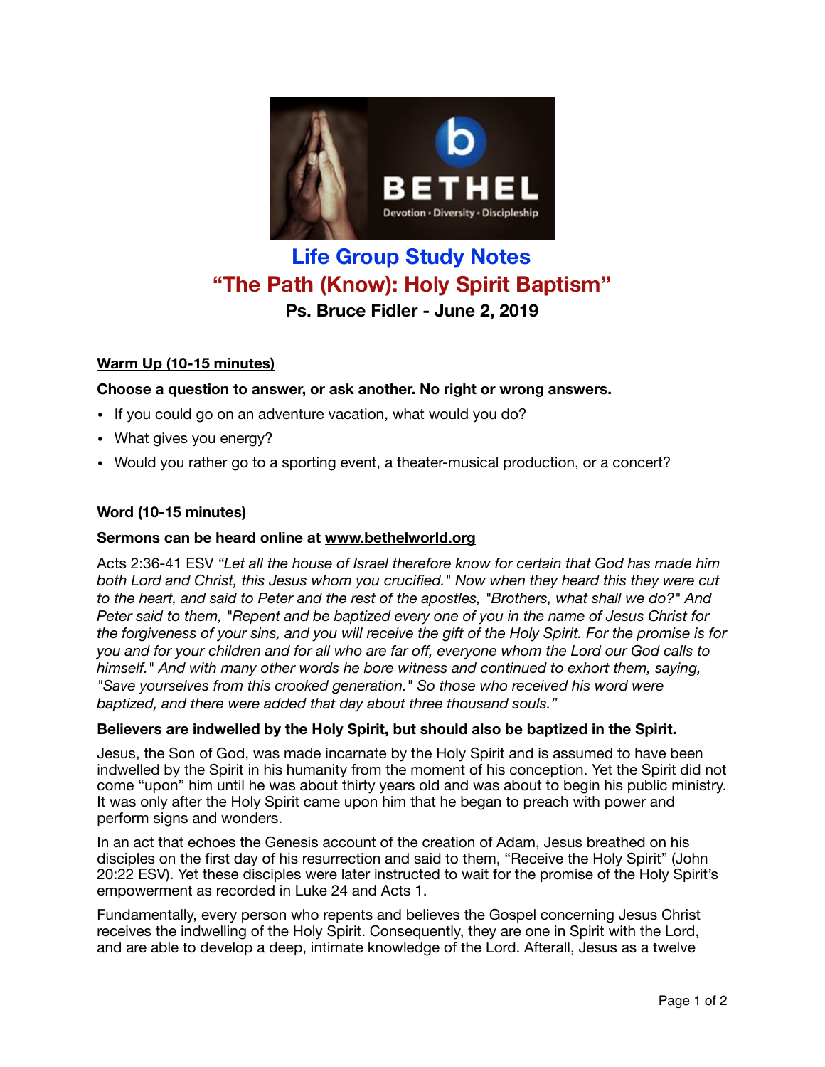# Life Group Study Notes

## "The Path (Know): Holy Spirit Baptism"

**Ps. Bruce Fidler - June 2, 2019**

**Warm Up (10-15 minutes)**

**Choose a question to answer, or ask another. No right or wrong answers.**

- If you could go on an adventure vacation, what would you do?
- What gives you energy?
- Would you rather go to a sporting event, a theater-musical production, or a concert?

**Word (10-15 minutes)**

**Sermons can be heard online at www.bethelworld.org**

Acts 2:36-41 ESV *"Let all the house of Israel therefore know for certain that God has made him both Lord and Christ, this Jesus whom you crucified." Now when they heard this they were cut to the heart, and said to Peter and the rest of the apostles, "Brothers, what shall we do?" And Peter said to them, "Repent and be baptized every one of you in the name of Jesus Christ for the forgiveness of your sins, and you will receive the gift of the Holy Spirit. For the promise is for you and for your children and for all who are far off, everyone whom the Lord our God calls to himself." And with many other words he bore witness and continued to exhort them, saying, "Save yourselves from this crooked generation." So those who received his word were baptized, and there were added that day about three thousand souls."*

**Believers are indwelled by the Holy Spirit, but should also be baptized in the Spirit.**

Jesus, the Son of God, was made incarnate by the Holy Spirit and is assumed to have been indwelled by the Spirit in his humanity from the moment of his conception. Yet the Spirit did not come "upon" him until he was about thirty years old and was about to begin his public ministry. It was only after the Holy Spirit came upon him that he began to preach with power and perform signs and wonders.

In an act that echoes the Genesis account of the creation of Adam, Jesus breathed on his disciples on the first day of his resurrection and said to them, "Receive the Holy Spirit" (John 20:22 ESV). Yet these disciples were later instructed to wait for the promise of the Holy Spirit's empowerment as recorded in Luke 24 and Acts 1.

Fundamentally, every person who repents and believes the Gospel concerning Jesus Christ receives the indwelling of the Holy Spirit. Consequently, they are one in Spirit with the Lord, and are able to develop a deep, intimate knowledge of the Lord. Afterall, Jesus as a twelve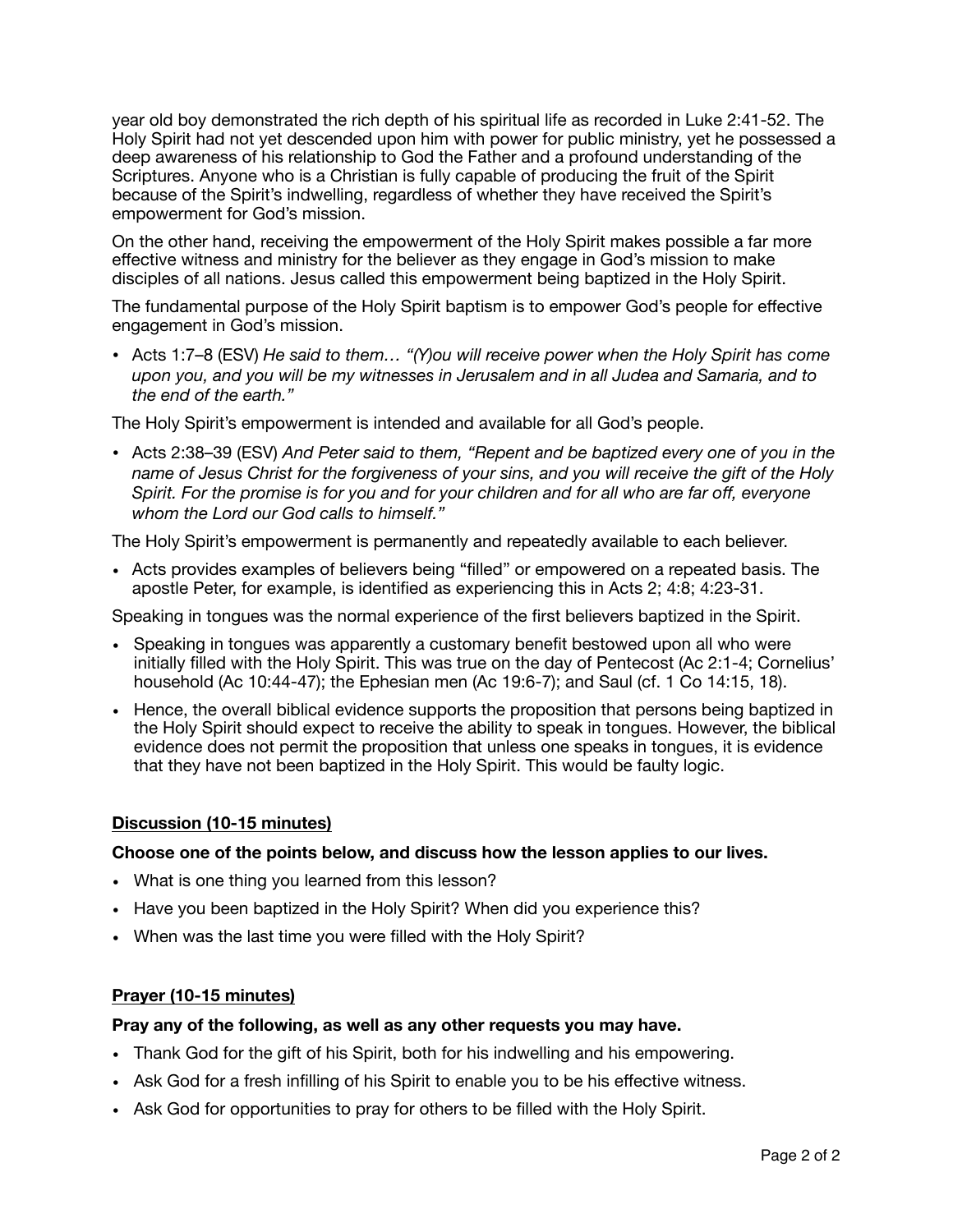year old boy demonstrated the rich depth of his spiritual life as recorded in Luke 2:41-52. The Holy Spirit had not yet descended upon him with power for public ministry, yet he possessed a deep awareness of his relationship to God the Father and a profound understanding of the Scriptures. Anyone who is a Christian is fully capable of producing the fruit of the Spirit because of the Spirit's indwelling, regardless of whether they have received the Spirit's empowerment for God's mission.

On the other hand, receiving the empowerment of the Holy Spirit makes possible a far more effective witness and ministry for the believer as they engage in God's mission to make disciples of all nations. Jesus called this empowerment being baptized in the Holy Spirit.

The fundamental purpose of the Holy Spirit baptism is to empower God's people for effective engagement in God's mission.

- Acts 1:7–8 (ESV) *He said to them… "(Y)ou will receive power when the Holy Spirit has come upon you, and you will be my witnesses in Jerusalem and in all Judea and Samaria, and to the end of the earth."*

The Holy Spirit's empowerment is intended and available for all God's people.

- Acts 2:38–39 (ESV) *And Peter said to them, "Repent and be baptized every one of you in the name of Jesus Christ for the forgiveness of your sins, and you will receive the gift of the Holy Spirit. For the promise is for you and for your children and for all who are far off, everyone whom the Lord our God calls to himself."*

The Holy Spirit's empowerment is permanently and repeatedly available to each believer.

- Acts provides examples of believers being "filled" or empowered on a repeated basis. The apostle Peter, for example, is identified as experiencing this in Acts 2; 4:8; 4:23-31.

Speaking in tongues was the normal experience of the first believers baptized in the Spirit.

- Speaking in tongues was apparently a customary benefit bestowed upon all who were initially filled with the Holy Spirit. This was true on the day of Pentecost (Ac 2:1-4; Cornelius' household (Ac 10:44-47); the Ephesian men (Ac 19:6-7); and Saul (cf. 1 Co 14:15, 18).
- Hence, the overall biblical evidence supports the proposition that persons being baptized in the Holy Spirit should expect to receive the ability to speak in tongues. However, the biblical evidence does not permit the proposition that unless one speaks in tongues, it is evidence that they have not been baptized in the Holy Spirit. This would be faulty logic.

## Discussion (10-15 minutes)

**Choose one of the points below, and discuss how the lesson applies to our lives.**

- What is one thing you learned from this lesson?
- Have you been baptized in the Holy Spirit? When did you experience this?
- When was the last time you were filled with the Holy Spirit?

## Prayer (10-15 minutes)

**Pray any of the following, as well as any other requests you may have.**

- Thank God for the gift of his Spirit, both for his indwelling and his empowering.
- Ask God for a fresh infilling of his Spirit to enable you to be his effective witness.
- Ask God for opportunities to pray for others to be filled with the Holy Spirit.